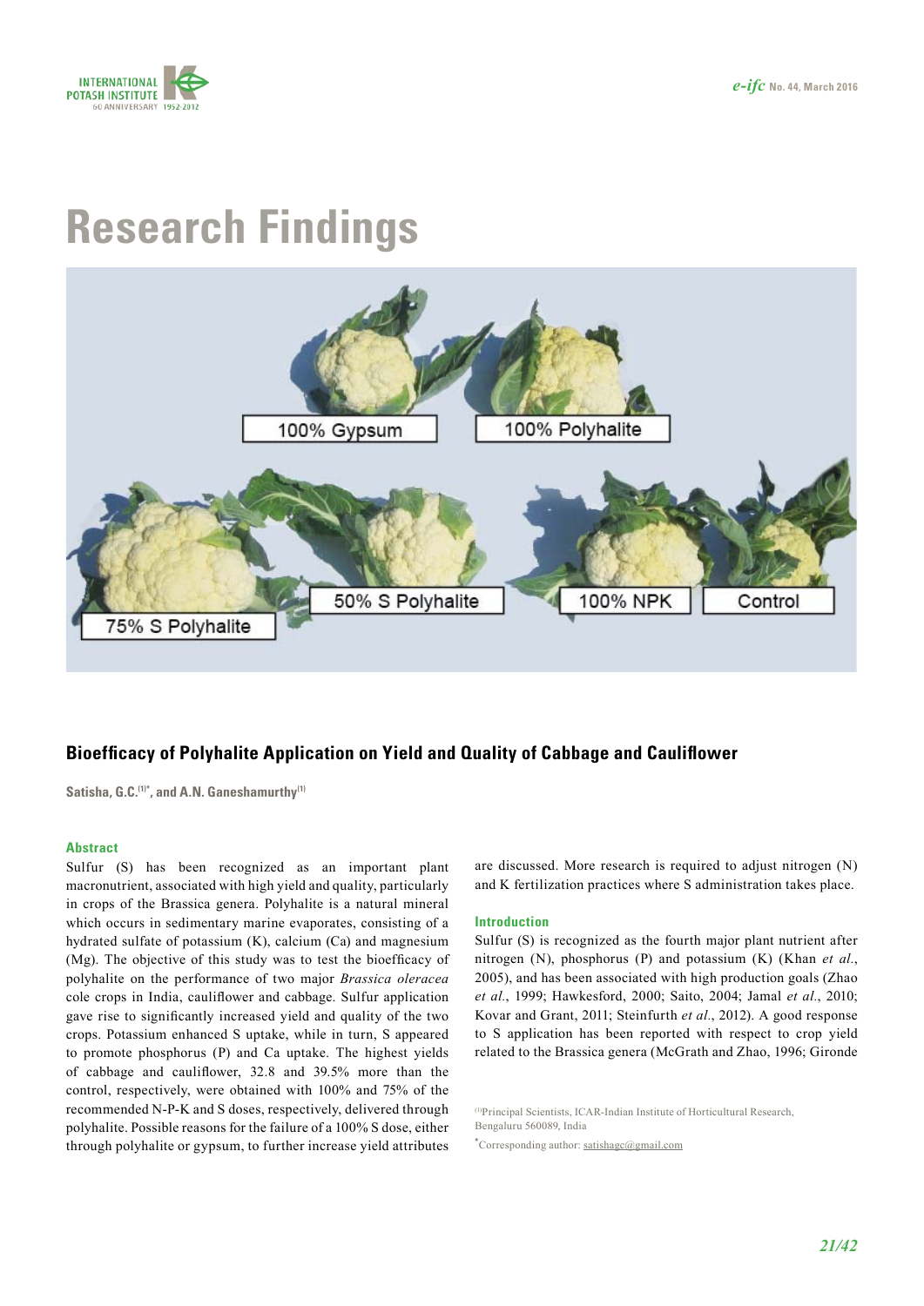# Research Findings

## Bioefficacy of Polyhalite Application on Yield and Quality of Cabbage and Cauliflower

**Satisha, G.C.[(1)*], and A.N. Ganeshamurthy[(1)]**

### Abstract

Sulfur (S) has been recognized as an important plant macronutrient, associated with high yield and quality, particularly in crops of the Brassica genera. Polyhalite is a natural mineral which occurs in sedimentary marine evaporates, consisting of a hydrated sulfate of potassium (K), calcium (Ca) and magnesium (Mg). The objective of this study was to test the bioefficacy of polyhalite on the performance of two major *Brassica oleracea* cole crops in India, cauliflower and cabbage. Sulfur application gave rise to significantly increased yield and quality of the two crops. Potassium enhanced S uptake, while in turn, S appeared to promote phosphorus (P) and Ca uptake. The highest yields of cabbage and cauliflower, 32.8 and 39.5% more than the control, respectively, were obtained with 100% and 75% of the recommended N-P-K and S doses, respectively, delivered through polyhalite. Possible reasons for the failure of a 100% S dose, either through polyhalite or gypsum, to further increase yield attributes are discussed. More research is required to adjust nitrogen (N) and K fertilization practices where S administration takes place.

### Introduction

Sulfur (S) is recognized as the fourth major plant nutrient after nitrogen (N), phosphorus (P) and potassium (K) (Khan *et al.*, 2005), and has been associated with high production goals (Zhao *et al.*, 1999; Hawkesford, 2000; Saito, 2004; Jamal *et al.*, 2010; Kovar and Grant, 2011; Steinfurth *et al.*, 2012). A good response to S application has been reported with respect to crop yield related to the Brassica genera (McGrath and Zhao, 1996; Gironde

[(1)]Principal Scientists, ICAR-Indian Institute of Horticultural Research, Bengaluru 560089, India

[*]Corresponding author: satishagc@gmail.com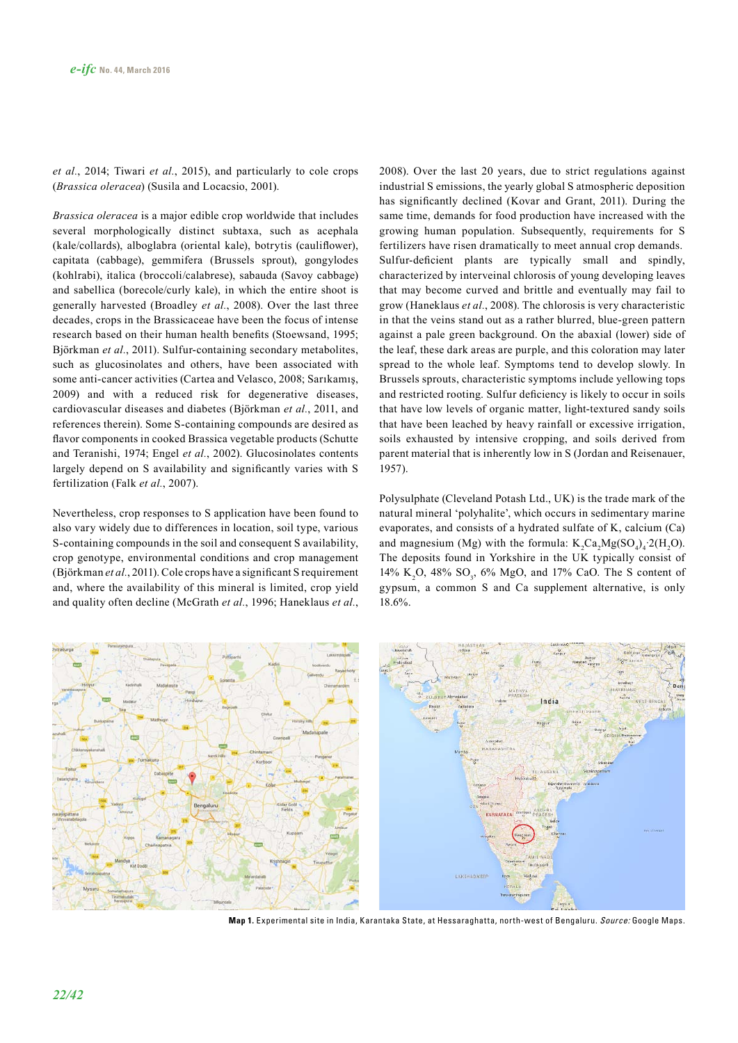*et al.*, 2014; Tiwari *et al.*, 2015), and particularly to cole crops (*Brassica oleracea*) (Susila and Locacsio, 2001).

*Brassica oleracea* is a major edible crop worldwide that includes several morphologically distinct subtaxa, such as acephala (kale/collards), alboglabra (oriental kale), botrytis (cauliflower), capitata (cabbage), gemmifera (Brussels sprout), gongylodes (kohlrabi), italica (broccoli/calabrese), sabauda (Savoy cabbage) and sabellica (borecole/curly kale), in which the entire shoot is generally harvested (Broadley *et al.*, 2008). Over the last three decades, crops in the Brassicaceae have been the focus of intense research based on their human health benefits (Stoewsand, 1995; Björkman *et al.*, 2011). Sulfur-containing secondary metabolites, such as glucosinolates and others, have been associated with some anti-cancer activities (Cartea and Velasco, 2008; Sarıkamış, 2009) and with a reduced risk for degenerative diseases, cardiovascular diseases and diabetes (Björkman *et al.*, 2011, and references therein). Some S-containing compounds are desired as flavor components in cooked Brassica vegetable products (Schutte and Teranishi, 1974; Engel *et al.*, 2002). Glucosinolates contents largely depend on S availability and significantly varies with S fertilization (Falk *et al.*, 2007).

Nevertheless, crop responses to S application have been found to also vary widely due to differences in location, soil type, various S-containing compounds in the soil and consequent S availability, crop genotype, environmental conditions and crop management (Björkman *et al.*, 2011). Cole crops have a significant S requirement and, where the availability of this mineral is limited, crop yield and quality often decline (McGrath *et al.*, 1996; Haneklaus *et al.*, 2008). Over the last 20 years, due to strict regulations against industrial S emissions, the yearly global S atmospheric deposition has significantly declined (Kovar and Grant, 2011). During the same time, demands for food production have increased with the growing human population. Subsequently, requirements for S fertilizers have risen dramatically to meet annual crop demands. Sulfur-deficient plants are typically small and spindly, characterized by interveinal chlorosis of young developing leaves that may become curved and brittle and eventually may fail to grow (Haneklaus *et al.*, 2008). The chlorosis is very characteristic in that the veins stand out as a rather blurred, blue-green pattern against a pale green background. On the abaxial (lower) side of the leaf, these dark areas are purple, and this coloration may later spread to the whole leaf. Symptoms tend to develop slowly. In Brussels sprouts, characteristic symptoms include yellowing tops and restricted rooting. Sulfur deficiency is likely to occur in soils that have low levels of organic matter, light-textured sandy soils that have been leached by heavy rainfall or excessive irrigation, soils exhausted by intensive cropping, and soils derived from parent material that is inherently low in S (Jordan and Reisenauer, 1957).

Polysulphate (Cleveland Potash Ltd., UK) is the trade mark of the natural mineral 'polyhalite', which occurs in sedimentary marine evaporates, and consists of a hydrated sulfate of K, calcium (Ca) and magnesium (Mg) with the formula: $K_2Ca_2Mg(SO_4)_4 \cdot 2(H_2O)$. The deposits found in Yorkshire in the UK typically consist of 14% $K_2O$, 48% $SO_3$, 6% MgO, and 17% CaO. The S content of gypsum, a common S and Ca supplement alternative, is only 18.6%.

**Map 1.** Experimental site in India, Karantaka State, at Hessaraghatta, north-west of Bengaluru. *Source:* Google Maps.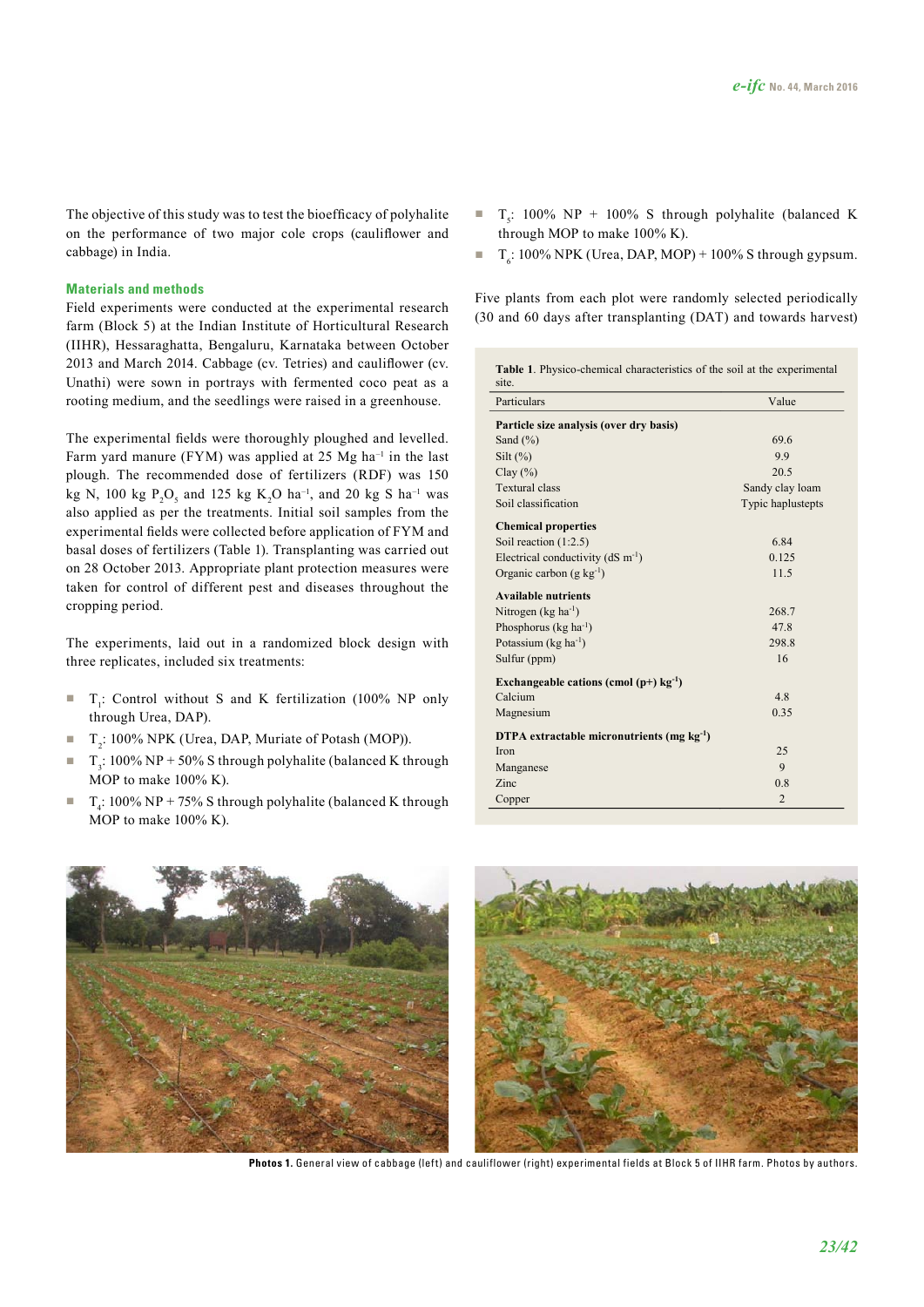The objective of this study was to test the bioefficacy of polyhalite on the performance of two major cole crops (cauliflower and cabbage) in India.

## Materials and methods

Field experiments were conducted at the experimental research farm (Block 5) at the Indian Institute of Horticultural Research (IIHR), Hessaraghatta, Bengaluru, Karnataka between October 2013 and March 2014. Cabbage (cv. Tetries) and cauliflower (cv. Unathi) were sown in portrays with fermented coco peat as a rooting medium, and the seedlings were raised in a greenhouse.

The experimental fields were thoroughly ploughed and levelled. Farm yard manure (FYM) was applied at 25 Mg ha$^{-1}$ in the last plough. The recommended dose of fertilizers (RDF) was 150 kg N, 100 kg $P_2O_5$ and 125 kg $K_2O$ ha$^{-1}$, and 20 kg S ha$^{-1}$ was also applied as per the treatments. Initial soil samples from the experimental fields were collected before application of FYM and basal doses of fertilizers (Table 1). Transplanting was carried out on 28 October 2013. Appropriate plant protection measures were taken for control of different pest and diseases throughout the cropping period.

The experiments, laid out in a randomized block design with three replicates, included six treatments:

- $T_1$: Control without S and K fertilization (100% NP only through Urea, DAP).
- $T_2$: 100% NPK (Urea, DAP, Muriate of Potash (MOP)).
- $T_3$: 100% NP + 50% S through polyhalite (balanced K through MOP to make 100% K).
- $T_4$: 100% NP + 75% S through polyhalite (balanced K through MOP to make 100% K).
- $T_5$: 100% NP + 100% S through polyhalite (balanced K through MOP to make 100% K).
- $T_6$: 100% NPK (Urea, DAP, MOP) + 100% S through gypsum.

Five plants from each plot were randomly selected periodically (30 and 60 days after transplanting (DAT) and towards harvest)

**Table 1**. Physico-chemical characteristics of the soil at the experimental site.

| Particulars | Value |
|---|---|
| **Particle size analysis (over dry basis)** | |
| Sand (%) | 69.6 |
| Silt (%) | 9.9 |
| Clay (%) | 20.5 |
| Textural class | Sandy clay loam |
| Soil classification | Typic haplustepts |
| **Chemical properties** | |
| Soil reaction (1:2.5) | 6.84 |
| Electrical conductivity (dS m$^{-1}$) | 0.125 |
| Organic carbon (g kg$^{-1}$) | 11.5 |
| **Available nutrients** | |
| Nitrogen (kg ha$^{-1}$) | 268.7 |
| Phosphorus (kg ha$^{-1}$) | 47.8 |
| Potassium (kg ha$^{-1}$) | 298.8 |
| Sulfur (ppm) | 16 |
| **Exchangeable cations (cmol (p+) kg$^{-1}$)** | |
| Calcium | 4.8 |
| Magnesium | 0.35 |
| **DTPA extractable micronutrients (mg kg$^{-1}$)** | |
| Iron | 25 |
| Manganese | 9 |
| Zinc | 0.8 |
| Copper | 2 |

**Photos 1.** General view of cabbage (left) and cauliflower (right) experimental fields at Block 5 of IIHR farm. Photos by authors.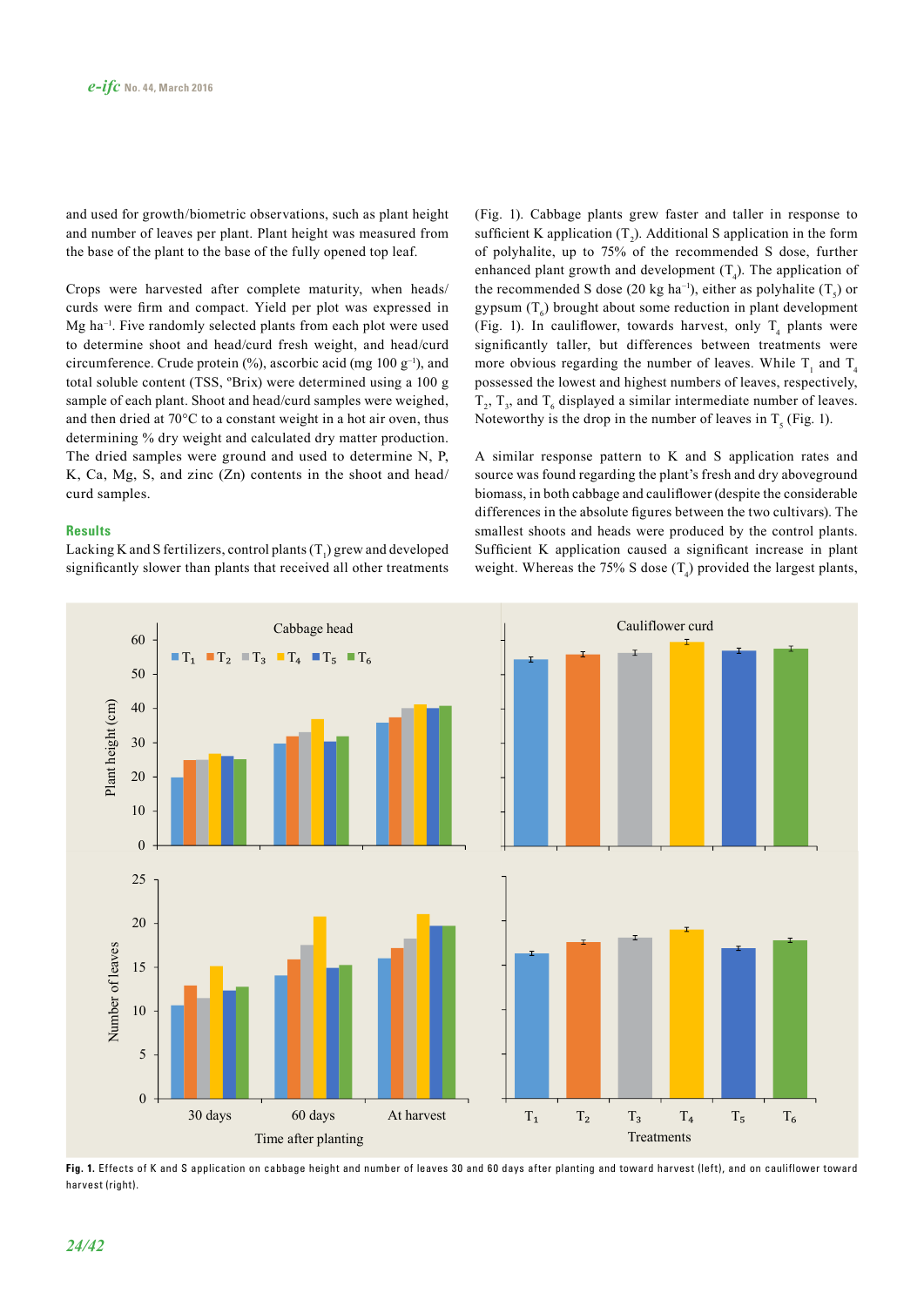and used for growth/biometric observations, such as plant height and number of leaves per plant. Plant height was measured from the base of the plant to the base of the fully opened top leaf.

Crops were harvested after complete maturity, when heads/curds were firm and compact. Yield per plot was expressed in Mg ha$^{-1}$. Five randomly selected plants from each plot were used to determine shoot and head/curd fresh weight, and head/curd circumference. Crude protein (%), ascorbic acid (mg 100 g$^{-1}$), and total soluble content (TSS, ºBrix) were determined using a 100 g sample of each plant. Shoot and head/curd samples were weighed, and then dried at 70°C to a constant weight in a hot air oven, thus determining % dry weight and calculated dry matter production. The dried samples were ground and used to determine N, P, K, Ca, Mg, S, and zinc (Zn) contents in the shoot and head/curd samples.

## Results

Lacking K and S fertilizers, control plants ($T_1$) grew and developed significantly slower than plants that received all other treatments (Fig. 1). Cabbage plants grew faster and taller in response to sufficient K application ($T_2$). Additional S application in the form of polyhalite, up to 75% of the recommended S dose, further enhanced plant growth and development ($T_4$). The application of the recommended S dose (20 kg ha$^{-1}$), either as polyhalite ($T_5$) or gypsum ($T_6$) brought about some reduction in plant development (Fig. 1). In cauliflower, towards harvest, only $T_4$ plants were significantly taller, but differences between treatments were more obvious regarding the number of leaves. While $T_1$ and $T_4$ possessed the lowest and highest numbers of leaves, respectively, $T_2$, $T_3$, and $T_6$ displayed a similar intermediate number of leaves. Noteworthy is the drop in the number of leaves in $T_5$ (Fig. 1).

A similar response pattern to K and S application rates and source was found regarding the plant's fresh and dry aboveground biomass, in both cabbage and cauliflower (despite the considerable differences in the absolute figures between the two cultivars). The smallest shoots and heads were produced by the control plants. Sufficient K application caused a significant increase in plant weight. Whereas the 75% S dose ($T_4$) provided the largest plants,

**Fig. 1.** Effects of K and S application on cabbage height and number of leaves 30 and 60 days after planting and toward harvest (left), and on cauliflower toward harvest (right).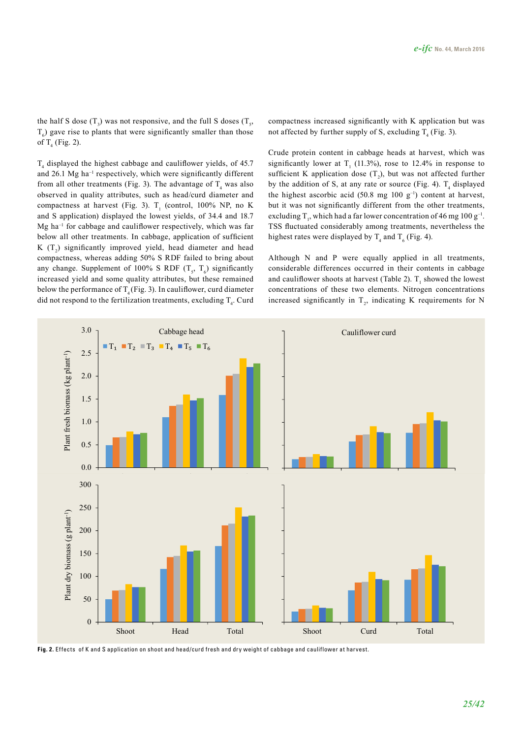the half S dose ($T_3$) was not responsive, and the full S doses ($T_5$, $T_6$) gave rise to plants that were significantly smaller than those of $T_4$ (Fig. 2).

$T_4$ displayed the highest cabbage and cauliflower yields, of 45.7 and 26.1 Mg ha$^{-1}$ respectively, which were significantly different from all other treatments (Fig. 3). The advantage of $T_4$ was also observed in quality attributes, such as head/curd diameter and compactness at harvest (Fig. 3). $T_1$ (control, 100% NP, no K and S application) displayed the lowest yields, of 34.4 and 18.7 Mg ha$^{-1}$ for cabbage and cauliflower respectively, which was far below all other treatments. In cabbage, application of sufficient K ($T_2$) significantly improved yield, head diameter and head compactness, whereas adding 50% S RDF failed to bring about any change. Supplement of 100% S RDF ($T_5$, $T_6$) significantly increased yield and some quality attributes, but these remained below the performance of $T_4$ (Fig. 3). In cauliflower, curd diameter did not respond to the fertilization treatments, excluding $T_4$. Curd compactness increased significantly with K application but was not affected by further supply of S, excluding $T_4$ (Fig. 3).

Crude protein content in cabbage heads at harvest, which was significantly lower at $T_1$ (11.3%), rose to 12.4% in response to sufficient K application dose ($T_2$), but was not affected further by the addition of S, at any rate or source (Fig. 4). $T_4$ displayed the highest ascorbic acid (50.8 mg 100 g$^{-1}$) content at harvest, but it was not significantly different from the other treatments, excluding $T_1$, which had a far lower concentration of 46 mg 100 g$^{-1}$. TSS fluctuated considerably among treatments, nevertheless the highest rates were displayed by $T_4$ and $T_6$ (Fig. 4).

Although N and P were equally applied in all treatments, considerable differences occurred in their contents in cabbage and cauliflower shoots at harvest (Table 2). $T_1$ showed the lowest concentrations of these two elements. Nitrogen concentrations increased significantly in $T_2$, indicating K requirements for N

**Fig. 2.** Effects of K and S application on shoot and head/curd fresh and dry weight of cabbage and cauliflower at harvest.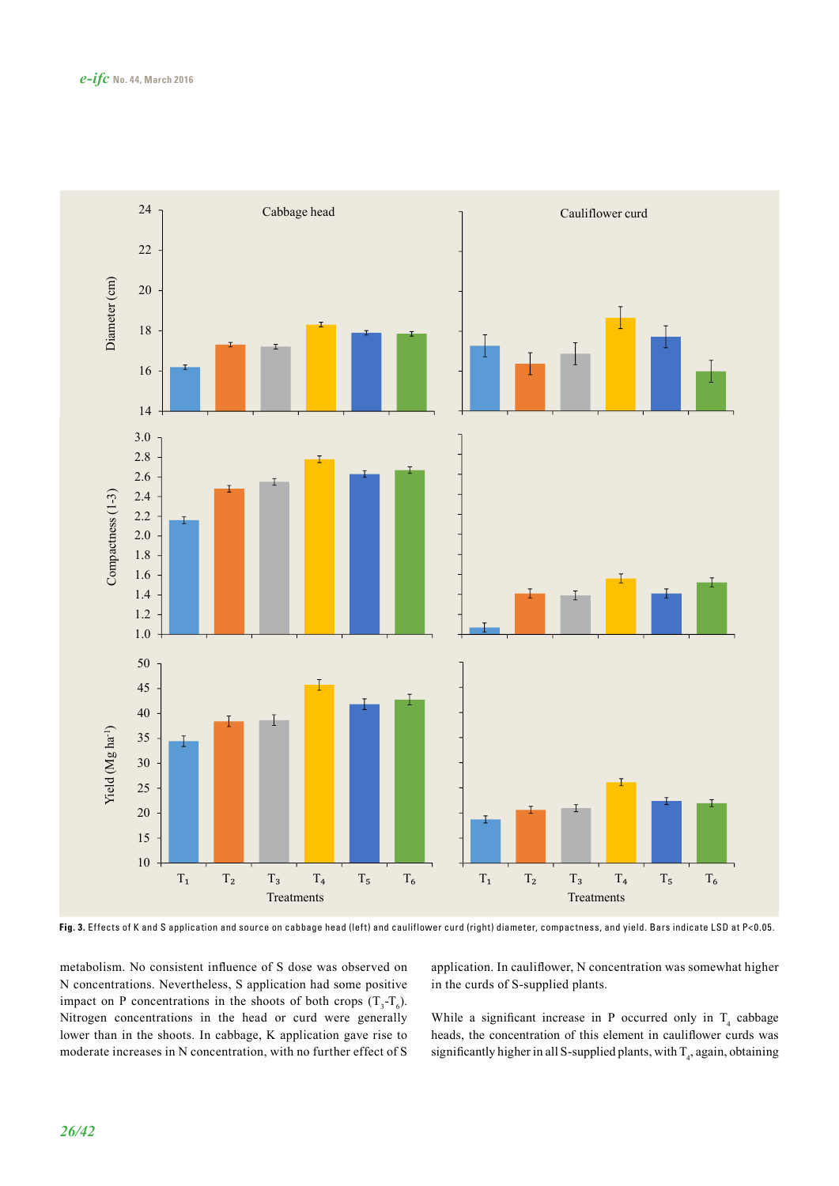Fig. 3. Effects of K and S application and source on cabbage head (left) and cauliflower curd (right) diameter, compactness, and yield. Bars indicate LSD at P<0.05.

metabolism. No consistent influence of S dose was observed on N concentrations. Nevertheless, S application had some positive impact on P concentrations in the shoots of both crops ($T_3$-$T_6$). Nitrogen concentrations in the head or curd were generally lower than in the shoots. In cabbage, K application gave rise to moderate increases in N concentration, with no further effect of S application. In cauliflower, N concentration was somewhat higher in the curds of S-supplied plants.

While a significant increase in P occurred only in $T_4$ cabbage heads, the concentration of this element in cauliflower curds was significantly higher in all S-supplied plants, with $T_4$, again, obtaining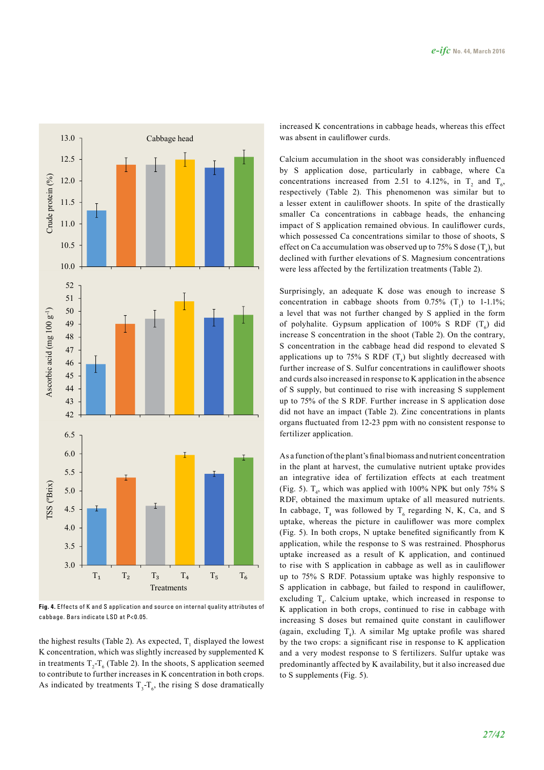Fig. 4. Effects of K and S application and source on internal quality attributes of cabbage. Bars indicate LSD at P<0.05.

the highest results (Table 2). As expected, $T_1$ displayed the lowest K concentration, which was slightly increased by supplemented K in treatments $T_2$-$T_6$ (Table 2). In the shoots, S application seemed to contribute to further increases in K concentration in both crops. As indicated by treatments $T_3$-$T_6$, the rising S dose dramatically increased K concentrations in cabbage heads, whereas this effect was absent in cauliflower curds.

Calcium accumulation in the shoot was considerably influenced by S application dose, particularly in cabbage, where Ca concentrations increased from 2.51 to 4.12%, in $T_2$ and $T_6$, respectively (Table 2). This phenomenon was similar but to a lesser extent in cauliflower shoots. In spite of the drastically smaller Ca concentrations in cabbage heads, the enhancing impact of S application remained obvious. In cauliflower curds, which possessed Ca concentrations similar to those of shoots, S effect on Ca accumulation was observed up to 75% S dose ($T_4$), but declined with further elevations of S. Magnesium concentrations were less affected by the fertilization treatments (Table 2).

Surprisingly, an adequate K dose was enough to increase S concentration in cabbage shoots from 0.75% ($T_1$) to 1-1.1%; a level that was not further changed by S applied in the form of polyhalite. Gypsum application of 100% S RDF ($T_6$) did increase S concentration in the shoot (Table 2). On the contrary, S concentration in the cabbage head did respond to elevated S applications up to 75% S RDF ($T_4$) but slightly decreased with further increase of S. Sulfur concentrations in cauliflower shoots and curds also increased in response to K application in the absence of S supply, but continued to rise with increasing S supplement up to 75% of the S RDF. Further increase in S application dose did not have an impact (Table 2). Zinc concentrations in plants organs fluctuated from 12-23 ppm with no consistent response to fertilizer application.

As a function of the plant's final biomass and nutrient concentration in the plant at harvest, the cumulative nutrient uptake provides an integrative idea of fertilization effects at each treatment (Fig. 5). $T_4$, which was applied with 100% NPK but only 75% S RDF, obtained the maximum uptake of all measured nutrients. In cabbage, $T_4$ was followed by $T_6$ regarding N, K, Ca, and S uptake, whereas the picture in cauliflower was more complex (Fig. 5). In both crops, N uptake benefited significantly from K application, while the response to S was restrained. Phosphorus uptake increased as a result of K application, and continued to rise with S application in cabbage as well as in cauliflower up to 75% S RDF. Potassium uptake was highly responsive to S application in cabbage, but failed to respond in cauliflower, excluding $T_4$. Calcium uptake, which increased in response to K application in both crops, continued to rise in cabbage with increasing S doses but remained quite constant in cauliflower (again, excluding $T_4$). A similar Mg uptake profile was shared by the two crops: a significant rise in response to K application and a very modest response to S fertilizers. Sulfur uptake was predominantly affected by K availability, but it also increased due to S supplements (Fig. 5).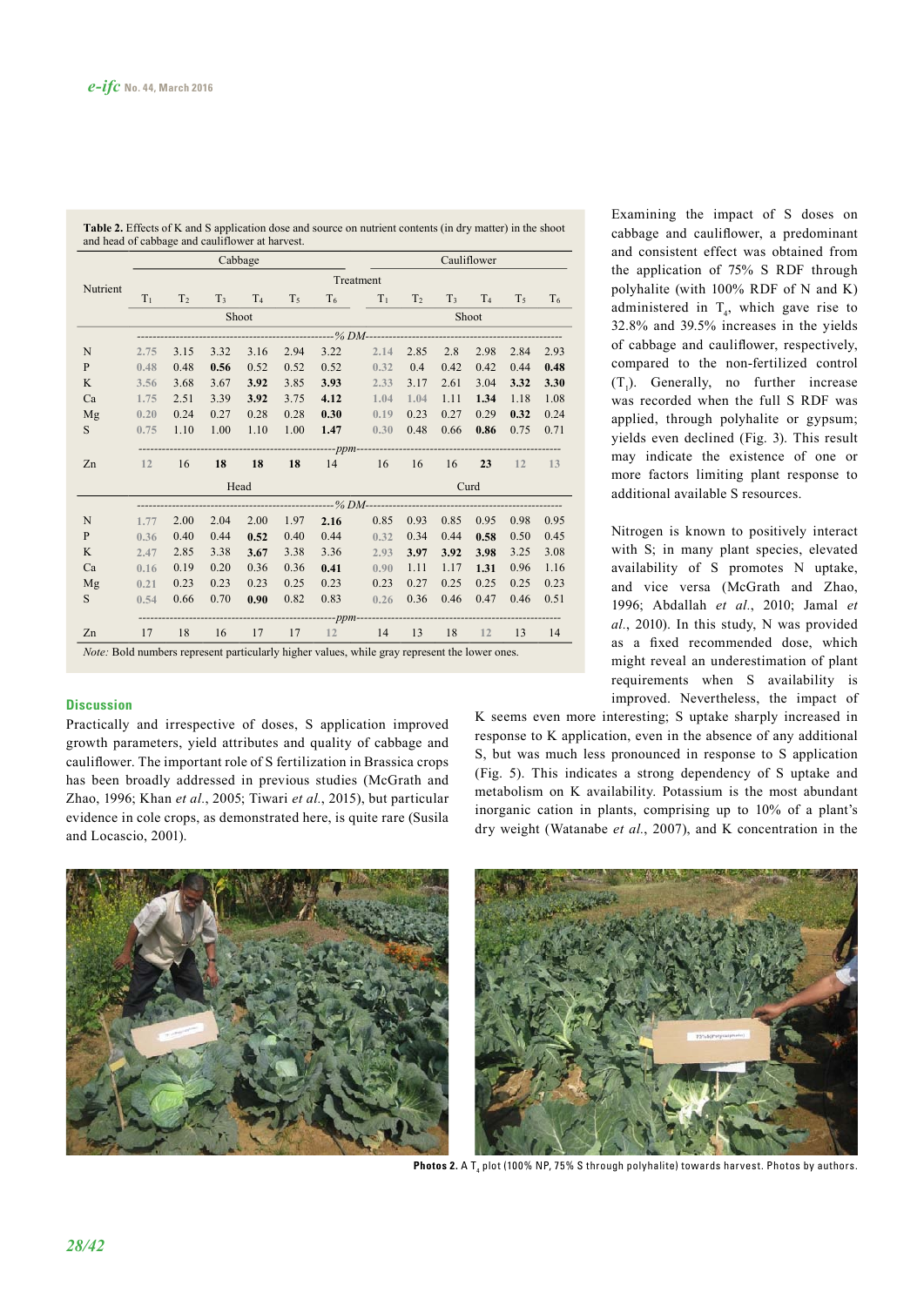**Table 2.** Effects of K and S application dose and source on nutrient contents (in dry matter) in the shoot and head of cabbage and cauliflower at harvest.

| Nutrient | Cabbage | | | | | | Cauliflower | | | | | |
|---|---|---|---|---|---|---|---|---|---|---|---|---|
| | Treatment | | | | | | | | | | | |
| | $T_1$ | $T_2$ | $T_3$ | $T_4$ | $T_5$ | $T_6$ | $T_1$ | $T_2$ | $T_3$ | $T_4$ | $T_5$ | $T_6$ |
| | Shoot | | | | | | Shoot | | | | | |
| | % DM | | | | | | | | | | | |
| N | 2.75 | 3.15 | 3.32 | 3.16 | 2.94 | 3.22 | 2.14 | 2.85 | 2.8 | 2.98 | 2.84 | 2.93 |
| P | 0.48 | 0.48 | **0.56** | 0.52 | 0.52 | 0.52 | 0.32 | 0.4 | 0.42 | 0.42 | 0.44 | **0.48** |
| K | 3.56 | 3.68 | 3.67 | **3.92** | 3.85 | **3.93** | 2.33 | 3.17 | 2.61 | 3.04 | **3.32** | **3.30** |
| Ca | 1.75 | 2.51 | 3.39 | **3.92** | 3.75 | **4.12** | 1.04 | 1.04 | 1.11 | **1.34** | 1.18 | 1.08 |
| Mg | 0.20 | 0.24 | 0.27 | 0.28 | 0.28 | **0.30** | 0.19 | 0.23 | 0.27 | 0.29 | **0.32** | 0.24 |
| S | 0.75 | 1.10 | 1.00 | 1.10 | 1.00 | **1.47** | 0.30 | 0.48 | 0.66 | **0.86** | 0.75 | 0.71 |
| | ppm | | | | | | | | | | | |
| Zn | 12 | 16 | **18** | **18** | **18** | 14 | 16 | 16 | 16 | **23** | 12 | 13 |
| | Head | | | | | | Curd | | | | | |
| | % DM | | | | | | | | | | | |
| N | 1.77 | 2.00 | 2.04 | 2.00 | 1.97 | **2.16** | 0.85 | 0.93 | 0.85 | 0.95 | 0.98 | 0.95 |
| P | 0.36 | 0.40 | 0.44 | **0.52** | 0.40 | 0.44 | 0.32 | 0.34 | 0.44 | **0.58** | 0.50 | 0.45 |
| K | 2.47 | 2.85 | 3.38 | **3.67** | 3.38 | 3.36 | 2.93 | **3.97** | **3.92** | **3.98** | 3.25 | 3.08 |
| Ca | 0.16 | 0.19 | 0.20 | 0.36 | 0.36 | **0.41** | 0.90 | 1.11 | 1.17 | **1.31** | 0.96 | 1.16 |
| Mg | 0.21 | 0.23 | 0.23 | 0.23 | 0.25 | 0.23 | 0.23 | 0.27 | 0.25 | 0.25 | 0.25 | 0.23 |
| S | 0.54 | 0.66 | 0.70 | **0.90** | 0.82 | 0.83 | 0.26 | 0.36 | 0.46 | 0.47 | 0.46 | 0.51 |
| | ppm | | | | | | | | | | | |
| Zn | 17 | 18 | 16 | 17 | 17 | 12 | 14 | 13 | 18 | 12 | 13 | 14 |

*Note:* Bold numbers represent particularly higher values, while gray represent the lower ones.

Examining the impact of S doses on cabbage and cauliflower, a predominant and consistent effect was obtained from the application of 75% S RDF through polyhalite (with 100% RDF of N and K) administered in $T_4$, which gave rise to 32.8% and 39.5% increases in the yields of cabbage and cauliflower, respectively, compared to the non-fertilized control ($T_1$). Generally, no further increase was recorded when the full S RDF was applied, through polyhalite or gypsum; yields even declined (Fig. 3). This result may indicate the existence of one or more factors limiting plant response to additional available S resources.

## Discussion

Practically and irrespective of doses, S application improved growth parameters, yield attributes and quality of cabbage and cauliflower. The important role of S fertilization in Brassica crops has been broadly addressed in previous studies (McGrath and Zhao, 1996; Khan *et al*., 2005; Tiwari *et al*., 2015), but particular evidence in cole crops, as demonstrated here, is quite rare (Susila and Locascio, 2001).

Nitrogen is known to positively interact with S; in many plant species, elevated availability of S promotes N uptake, and vice versa (McGrath and Zhao, 1996; Abdallah *et al*., 2010; Jamal *et al*., 2010). In this study, N was provided as a fixed recommended dose, which might reveal an underestimation of plant requirements when S availability is improved. Nevertheless, the impact of K seems even more interesting; S uptake sharply increased in response to K application, even in the absence of any additional S, but was much less pronounced in response to S application (Fig. 5). This indicates a strong dependency of S uptake and metabolism on K availability. Potassium is the most abundant inorganic cation in plants, comprising up to 10% of a plant's dry weight (Watanabe *et al*., 2007), and K concentration in the

**Photos 2.** A $T_4$ plot (100% NP, 75% S through polyhalite) towards harvest. Photos by authors.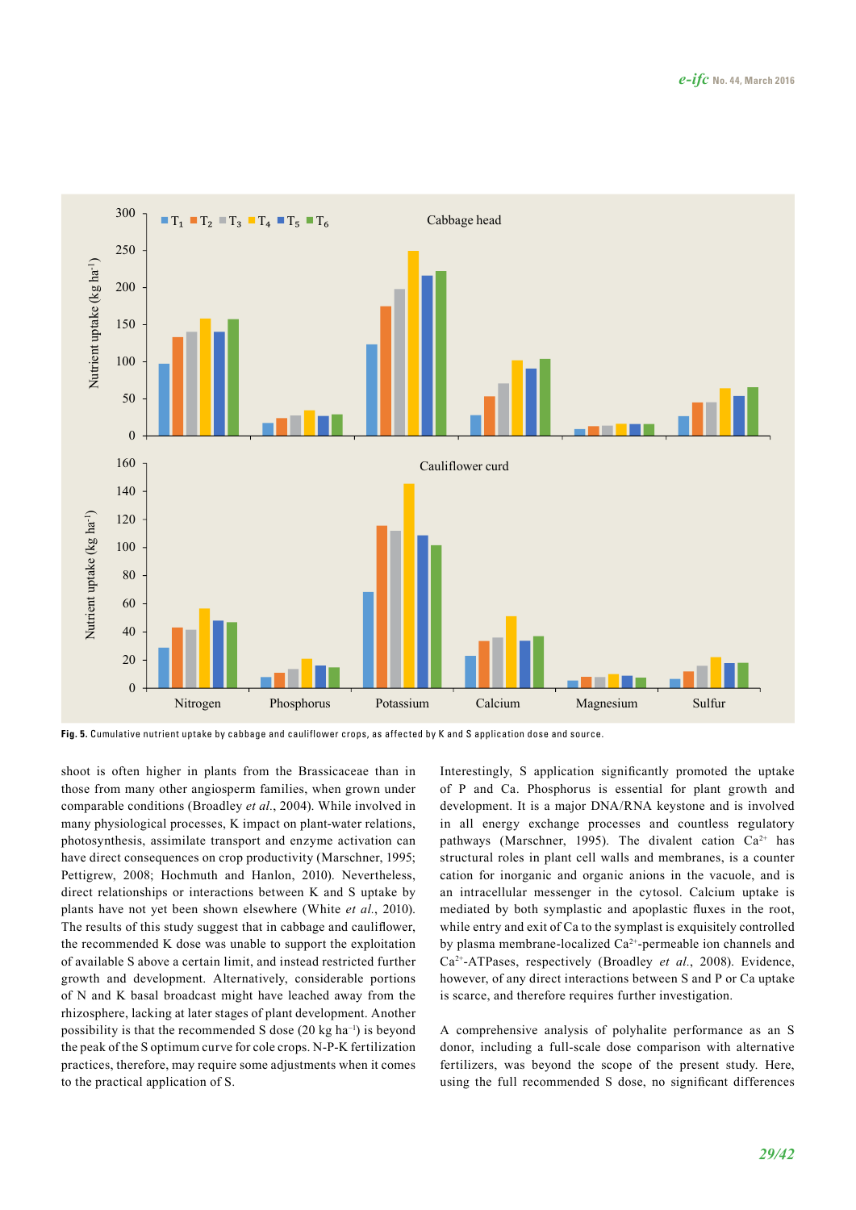Fig. 5. Cumulative nutrient uptake by cabbage and cauliflower crops, as affected by K and S application dose and source.

shoot is often higher in plants from the Brassicaceae than in those from many other angiosperm families, when grown under comparable conditions (Broadley *et al*., 2004). While involved in many physiological processes, K impact on plant-water relations, photosynthesis, assimilate transport and enzyme activation can have direct consequences on crop productivity (Marschner, 1995; Pettigrew, 2008; Hochmuth and Hanlon, 2010). Nevertheless, direct relationships or interactions between K and S uptake by plants have not yet been shown elsewhere (White *et al*., 2010). The results of this study suggest that in cabbage and cauliflower, the recommended K dose was unable to support the exploitation of available S above a certain limit, and instead restricted further growth and development. Alternatively, considerable portions of N and K basal broadcast might have leached away from the rhizosphere, lacking at later stages of plant development. Another possibility is that the recommended S dose (20 kg ha$^{-1}$) is beyond the peak of the S optimum curve for cole crops. N-P-K fertilization practices, therefore, may require some adjustments when it comes to the practical application of S.

Interestingly, S application significantly promoted the uptake of P and Ca. Phosphorus is essential for plant growth and development. It is a major DNA/RNA keystone and is involved in all energy exchange processes and countless regulatory pathways (Marschner, 1995). The divalent cation $Ca^{2+}$ has structural roles in plant cell walls and membranes, is a counter cation for inorganic and organic anions in the vacuole, and is an intracellular messenger in the cytosol. Calcium uptake is mediated by both symplastic and apoplastic fluxes in the root, while entry and exit of Ca to the symplast is exquisitely controlled by plasma membrane-localized $Ca^{2+}$-permeable ion channels and $Ca^{2+}$-ATPases, respectively (Broadley *et al*., 2008). Evidence, however, of any direct interactions between S and P or Ca uptake is scarce, and therefore requires further investigation.

A comprehensive analysis of polyhalite performance as an S donor, including a full-scale dose comparison with alternative fertilizers, was beyond the scope of the present study. Here, using the full recommended S dose, no significant differences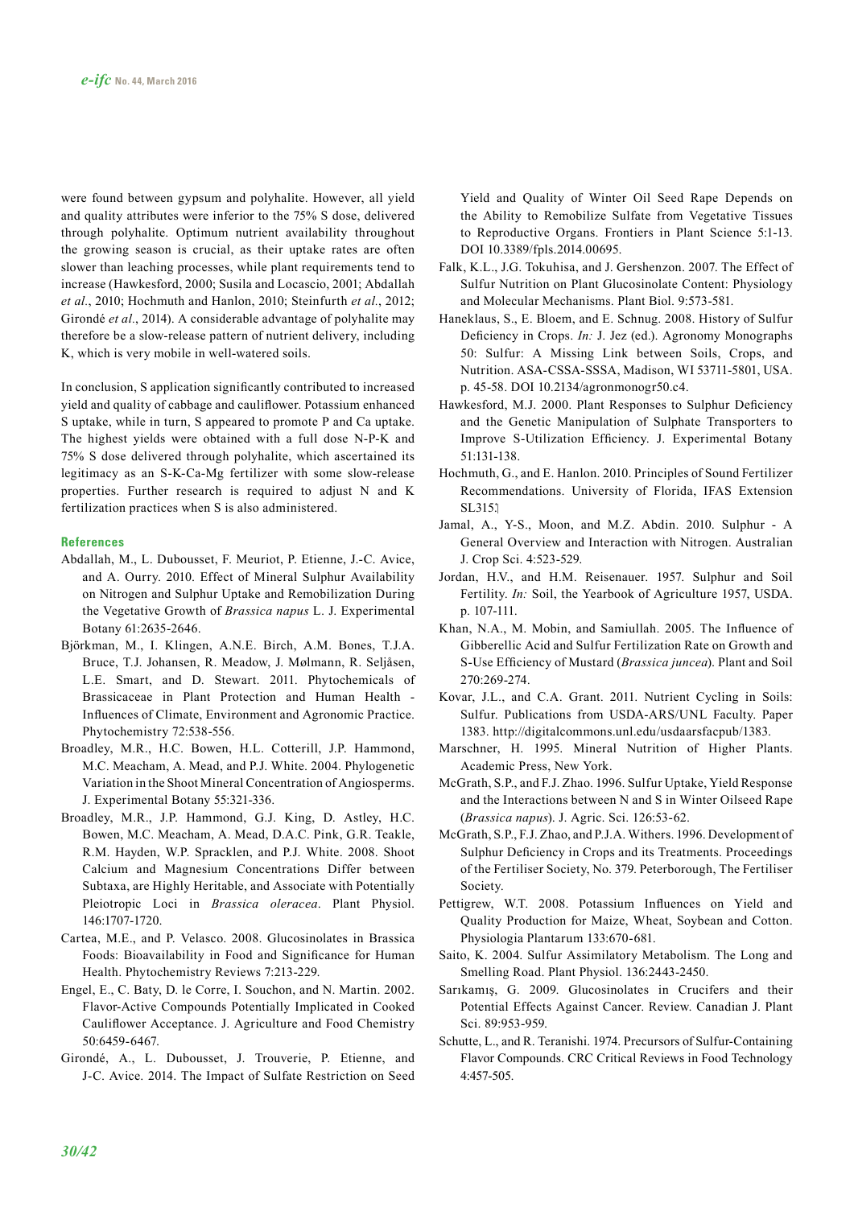were found between gypsum and polyhalite. However, all yield and quality attributes were inferior to the 75% S dose, delivered through polyhalite. Optimum nutrient availability throughout the growing season is crucial, as their uptake rates are often slower than leaching processes, while plant requirements tend to increase (Hawkesford, 2000; Susila and Locascio, 2001; Abdallah *et al.*, 2010; Hochmuth and Hanlon, 2010; Steinfurth *et al.*, 2012; Girondé *et al.*, 2014). A considerable advantage of polyhalite may therefore be a slow-release pattern of nutrient delivery, including K, which is very mobile in well-watered soils.

In conclusion, S application significantly contributed to increased yield and quality of cabbage and cauliflower. Potassium enhanced S uptake, while in turn, S appeared to promote P and Ca uptake. The highest yields were obtained with a full dose N-P-K and 75% S dose delivered through polyhalite, which ascertained its legitimacy as an S-K-Ca-Mg fertilizer with some slow-release properties. Further research is required to adjust N and K fertilization practices when S is also administered.

### References

- Abdallah, M., L. Dubousset, F. Meuriot, P. Etienne, J.-C. Avice, and A. Ourry. 2010. Effect of Mineral Sulphur Availability on Nitrogen and Sulphur Uptake and Remobilization During the Vegetative Growth of *Brassica napus* L. J. Experimental Botany 61:2635-2646.
- Björkman, M., I. Klingen, A.N.E. Birch, A.M. Bones, T.J.A. Bruce, T.J. Johansen, R. Meadow, J. Mølmann, R. Seljåsen, L.E. Smart, and D. Stewart. 2011. Phytochemicals of Brassicaceae in Plant Protection and Human Health - Influences of Climate, Environment and Agronomic Practice. Phytochemistry 72:538-556.
- Broadley, M.R., H.C. Bowen, H.L. Cotterill, J.P. Hammond, M.C. Meacham, A. Mead, and P.J. White. 2004. Phylogenetic Variation in the Shoot Mineral Concentration of Angiosperms. J. Experimental Botany 55:321-336.
- Broadley, M.R., J.P. Hammond, G.J. King, D. Astley, H.C. Bowen, M.C. Meacham, A. Mead, D.A.C. Pink, G.R. Teakle, R.M. Hayden, W.P. Spracklen, and P.J. White. 2008. Shoot Calcium and Magnesium Concentrations Differ between Subtaxa, are Highly Heritable, and Associate with Potentially Pleiotropic Loci in *Brassica oleracea*. Plant Physiol. 146:1707-1720.
- Cartea, M.E., and P. Velasco. 2008. Glucosinolates in Brassica Foods: Bioavailability in Food and Significance for Human Health. Phytochemistry Reviews 7:213-229.
- Engel, E., C. Baty, D. le Corre, I. Souchon, and N. Martin. 2002. Flavor-Active Compounds Potentially Implicated in Cooked Cauliflower Acceptance. J. Agriculture and Food Chemistry 50:6459-6467.
- Girondé, A., L. Dubousset, J. Trouverie, P. Etienne, and J-C. Avice. 2014. The Impact of Sulfate Restriction on Seed Yield and Quality of Winter Oil Seed Rape Depends on the Ability to Remobilize Sulfate from Vegetative Tissues to Reproductive Organs. Frontiers in Plant Science 5:1-13. DOI 10.3389/fpls.2014.00695.
- Falk, K.L., J.G. Tokuhisa, and J. Gershenzon. 2007. The Effect of Sulfur Nutrition on Plant Glucosinolate Content: Physiology and Molecular Mechanisms. Plant Biol. 9:573-581.
- Haneklaus, S., E. Bloem, and E. Schnug. 2008. History of Sulfur Deficiency in Crops. *In:* J. Jez (ed.). Agronomy Monographs 50: Sulfur: A Missing Link between Soils, Crops, and Nutrition. ASA-CSSA-SSSA, Madison, WI 53711-5801, USA. p. 45-58. DOI 10.2134/agronmonogr50.c4.
- Hawkesford, M.J. 2000. Plant Responses to Sulphur Deficiency and the Genetic Manipulation of Sulphate Transporters to Improve S-Utilization Efficiency. J. Experimental Botany 51:131-138.
- Hochmuth, G., and E. Hanlon. 2010. Principles of Sound Fertilizer Recommendations. University of Florida, IFAS Extension SL315.
- Jamal, A., Y-S., Moon, and M.Z. Abdin. 2010. Sulphur - A General Overview and Interaction with Nitrogen. Australian J. Crop Sci. 4:523-529.
- Jordan, H.V., and H.M. Reisenauer. 1957. Sulphur and Soil Fertility. *In:* Soil, the Yearbook of Agriculture 1957, USDA. p. 107-111.
- Khan, N.A., M. Mobin, and Samiullah. 2005. The Influence of Gibberellic Acid and Sulfur Fertilization Rate on Growth and S-Use Efficiency of Mustard (*Brassica juncea*). Plant and Soil 270:269-274.
- Kovar, J.L., and C.A. Grant. 2011. Nutrient Cycling in Soils: Sulfur. Publications from USDA-ARS/UNL Faculty. Paper 1383. http://digitalcommons.unl.edu/usdaarsfacpub/1383.
- Marschner, H. 1995. Mineral Nutrition of Higher Plants. Academic Press, New York.
- McGrath, S.P., and F.J. Zhao. 1996. Sulfur Uptake, Yield Response and the Interactions between N and S in Winter Oilseed Rape (*Brassica napus*). J. Agric. Sci. 126:53-62.
- McGrath, S.P., F.J. Zhao, and P.J.A. Withers. 1996. Development of Sulphur Deficiency in Crops and its Treatments. Proceedings of the Fertiliser Society, No. 379. Peterborough, The Fertiliser Society.
- Pettigrew, W.T. 2008. Potassium Influences on Yield and Quality Production for Maize, Wheat, Soybean and Cotton. Physiologia Plantarum 133:670-681.
- Saito, K. 2004. Sulfur Assimilatory Metabolism. The Long and Smelling Road. Plant Physiol. 136:2443-2450.
- Sarıkamış, G. 2009. Glucosinolates in Crucifers and their Potential Effects Against Cancer. Review. Canadian J. Plant Sci. 89:953-959.
- Schutte, L., and R. Teranishi. 1974. Precursors of Sulfur-Containing Flavor Compounds. CRC Critical Reviews in Food Technology 4:457-505.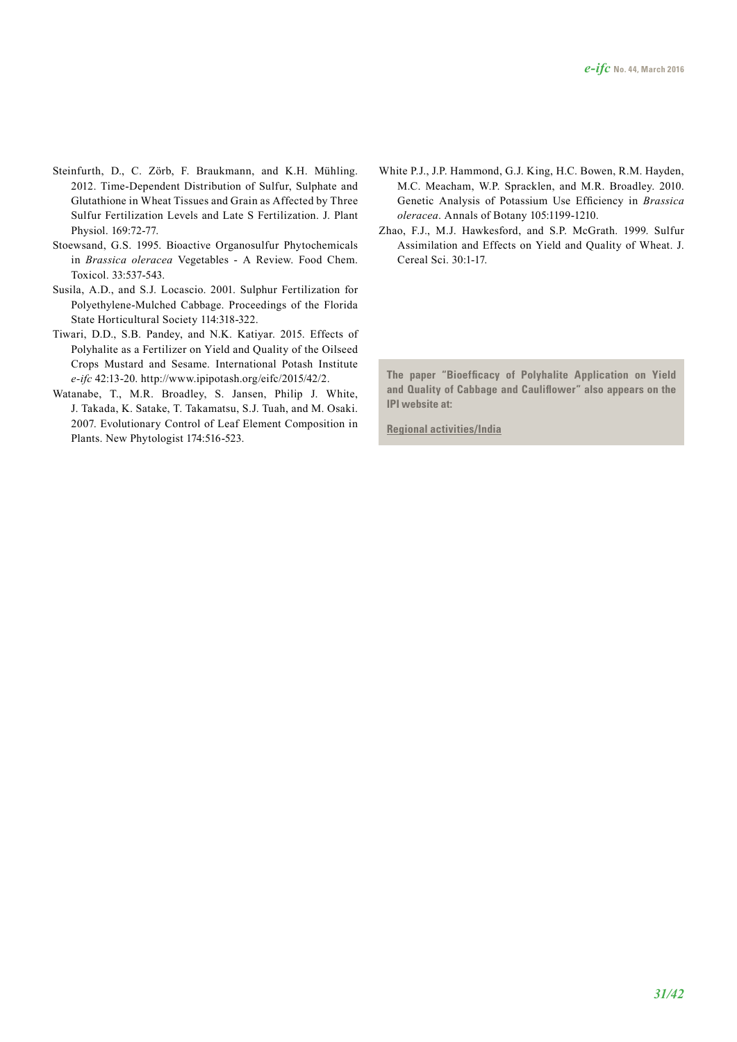Steinfurth, D., C. Zörb, F. Braukmann, and K.H. Mühling. 2012. Time-Dependent Distribution of Sulfur, Sulphate and Glutathione in Wheat Tissues and Grain as Affected by Three Sulfur Fertilization Levels and Late S Fertilization. J. Plant Physiol. 169:72-77.

Stoewsand, G.S. 1995. Bioactive Organosulfur Phytochemicals in *Brassica oleracea* Vegetables - A Review. Food Chem. Toxicol. 33:537-543.

Susila, A.D., and S.J. Locascio. 2001. Sulphur Fertilization for Polyethylene-Mulched Cabbage. Proceedings of the Florida State Horticultural Society 114:318-322.

Tiwari, D.D., S.B. Pandey, and N.K. Katiyar. 2015. Effects of Polyhalite as a Fertilizer on Yield and Quality of the Oilseed Crops Mustard and Sesame. International Potash Institute *e-ifc* 42:13-20. http://www.ipipotash.org/eifc/2015/42/2.

Watanabe, T., M.R. Broadley, S. Jansen, Philip J. White, J. Takada, K. Satake, T. Takamatsu, S.J. Tuah, and M. Osaki. 2007. Evolutionary Control of Leaf Element Composition in Plants. New Phytologist 174:516-523.

White P.J., J.P. Hammond, G.J. King, H.C. Bowen, R.M. Hayden, M.C. Meacham, W.P. Spracklen, and M.R. Broadley. 2010. Genetic Analysis of Potassium Use Efficiency in *Brassica oleracea*. Annals of Botany 105:1199-1210.

Zhao, F.J., M.J. Hawkesford, and S.P. McGrath. 1999. Sulfur Assimilation and Effects on Yield and Quality of Wheat. J. Cereal Sci. 30:1-17.

**The paper "Bioefficacy of Polyhalite Application on Yield and Quality of Cabbage and Cauliflower" also appears on the IPI website at:**

**Regional activities/India**